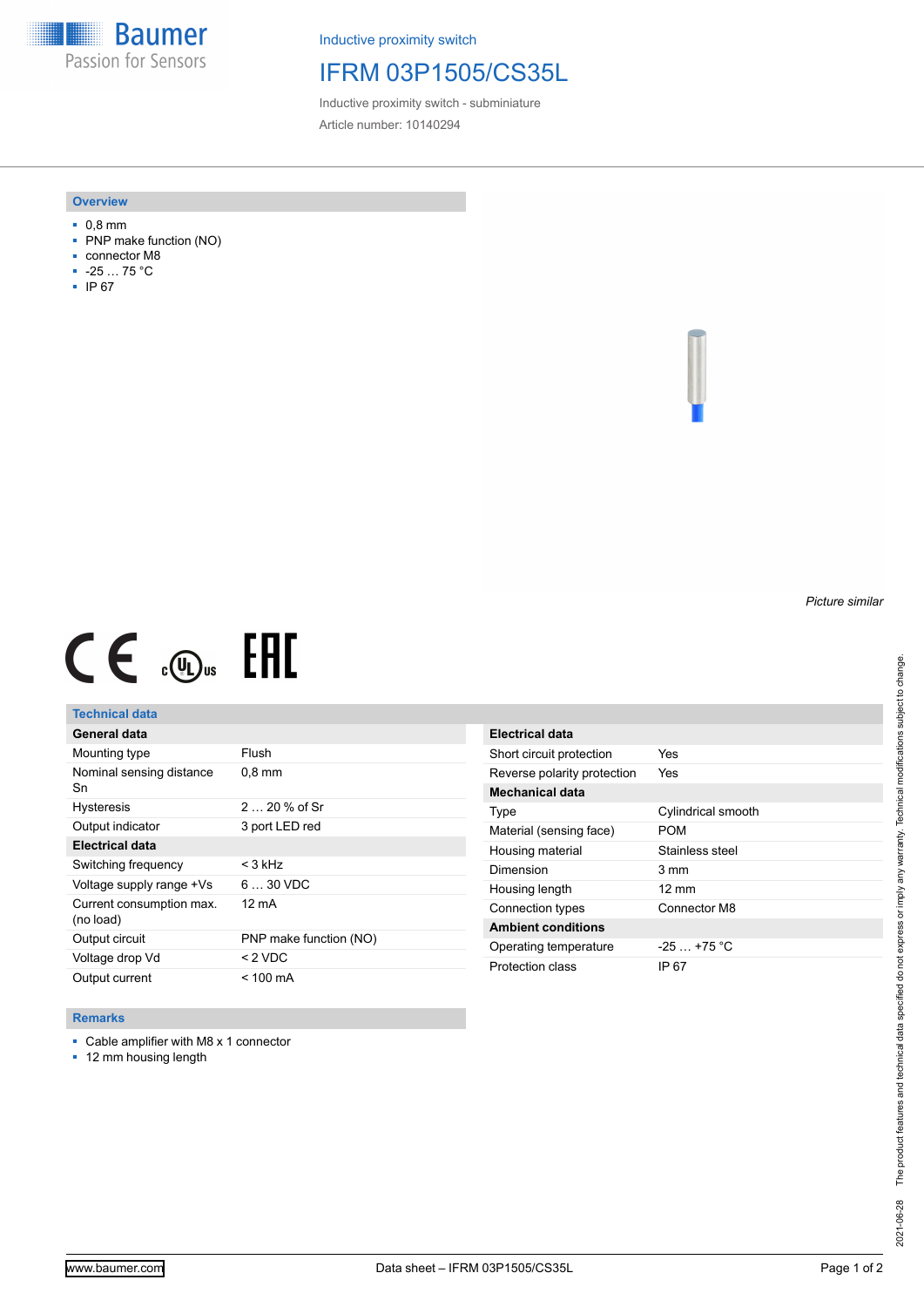Baumer
Passion for Sensors

Inductive proximity switch

# IFRM 03P1505/CS35L

Inductive proximity switch - subminiature

Article number: 10140294

## Overview

- 0,8 mm
- PNP make function (NO)
- connector M8
- -25 … 75 °C
- IP 67

*Picture similar*

## Technical data

| General data | |
|---|---|
| Mounting type | Flush |
| Nominal sensing distance Sn | 0,8 mm |
| Hysteresis | 2 … 20 % of Sr |
| Output indicator | 3 port LED red |
| **Electrical data** | |
| Switching frequency | < 3 kHz |
| Voltage supply range +Vs | 6 … 30 VDC |
| Current consumption max. (no load) | 12 mA |
| Output circuit | PNP make function (NO) |
| Voltage drop Vd | < 2 VDC |
| Output current | < 100 mA |

| Electrical data | |
|---|---|
| Short circuit protection | Yes |
| Reverse polarity protection | Yes |
| **Mechanical data** | |
| Type | Cylindrical smooth |
| Material (sensing face) | POM |
| Housing material | Stainless steel |
| Dimension | 3 mm |
| Housing length | 12 mm |
| Connection types | Connector M8 |
| **Ambient conditions** | |
| Operating temperature | -25 … +75 °C |
| Protection class | IP 67 |

## Remarks

- Cable amplifier with M8 x 1 connector
- 12 mm housing length

2021-06-28 The product features and technical data specified do not express or imply any warranty. Technical modifications subject to change.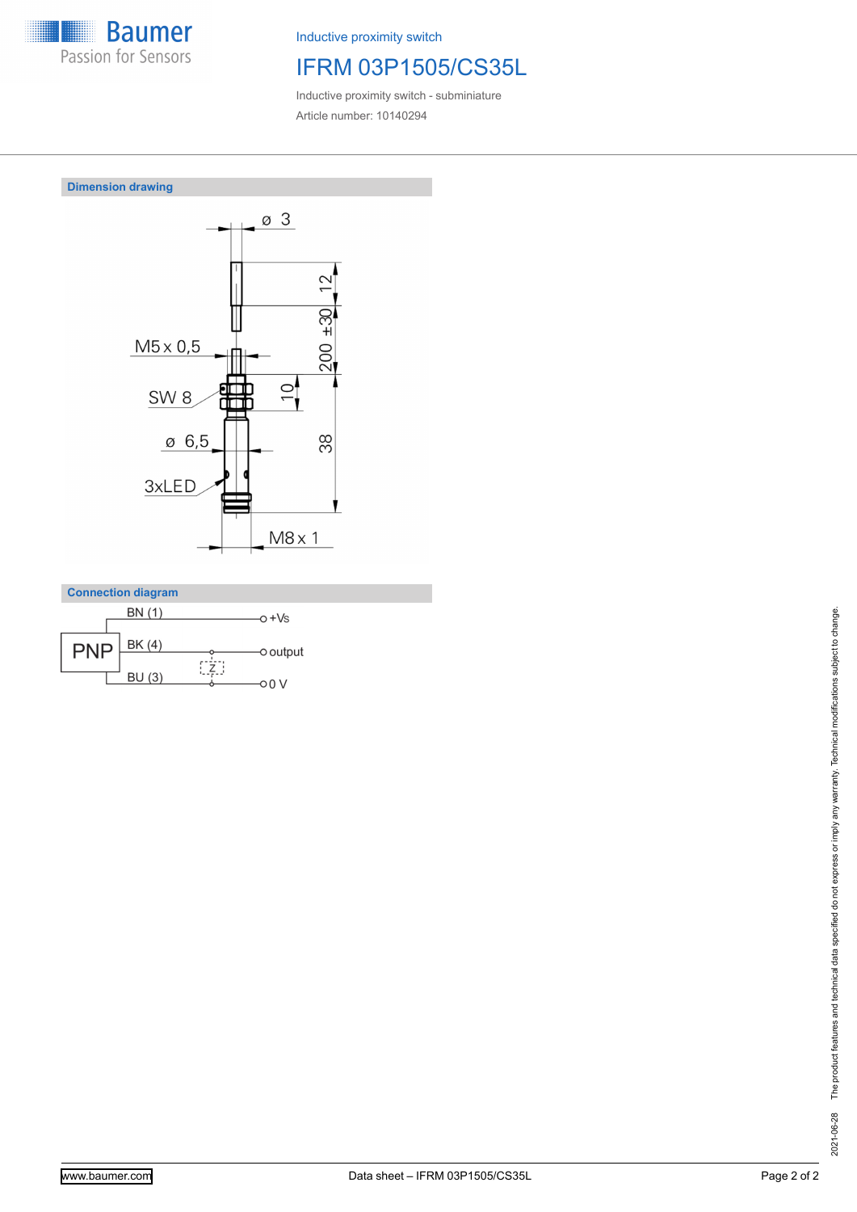Inductive proximity switch

# IFRM 03P1505/CS35L

Inductive proximity switch - subminiature

Article number: 10140294

## Dimension drawing

ø 3

12

200 ±30

M5 x 0,5

SW 8

10

ø 6,5

38

3xLED

M8 x 1

## Connection diagram

PNP

BN (1)

+Vs

BK (4)

output

Z

BU (3)

0 V

The product features and technical data specified do not express or imply any warranty. Technical modifications subject to change.

2021-06-28

www.baumer.com

Data sheet – IFRM 03P1505/CS35L